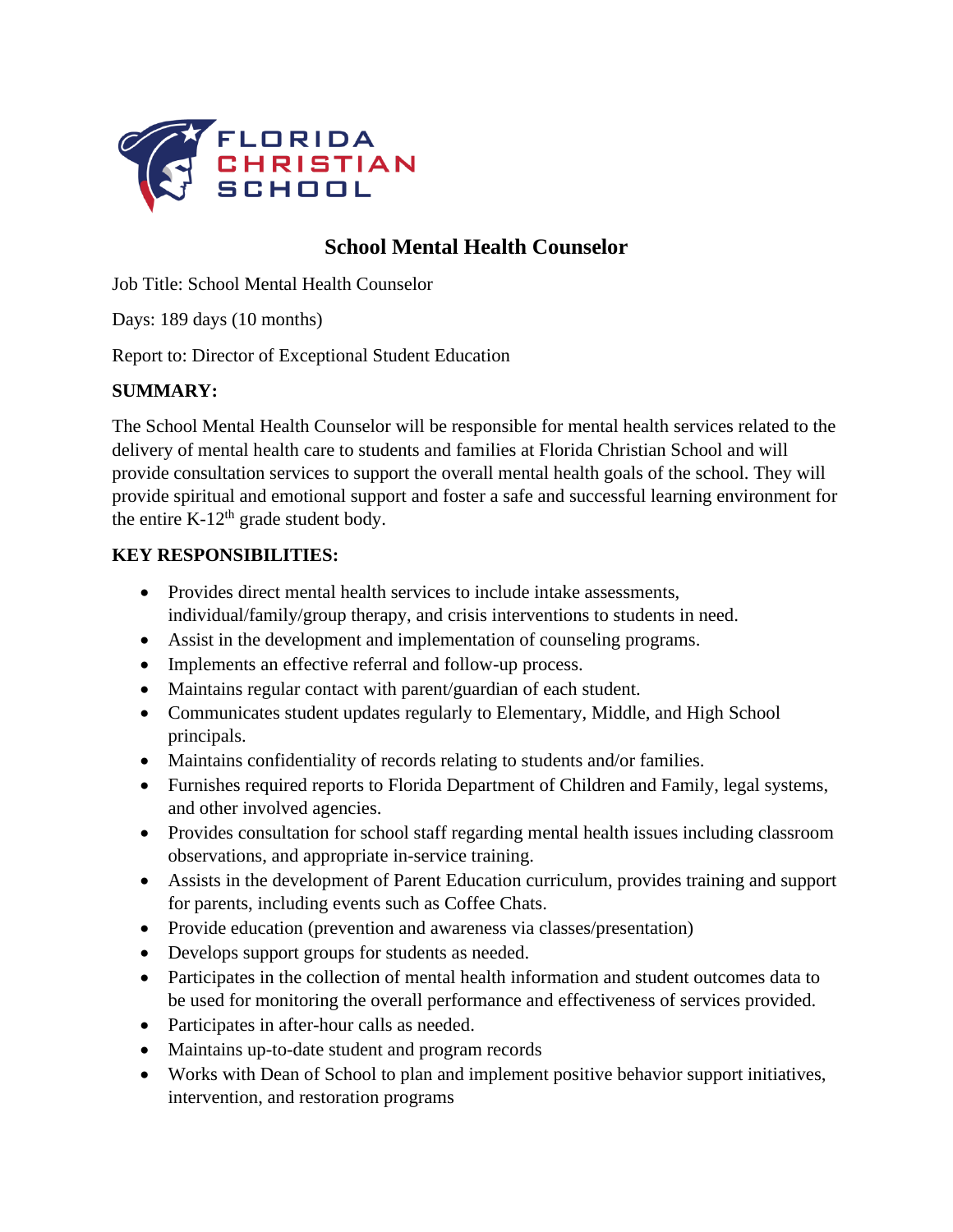FLORIDA
CHRISTIAN
SCHOOL

# School Mental Health Counselor

Job Title: School Mental Health Counselor

Days: 189 days (10 months)

Report to: Director of Exceptional Student Education

**SUMMARY:**

The School Mental Health Counselor will be responsible for mental health services related to the delivery of mental health care to students and families at Florida Christian School and will provide consultation services to support the overall mental health goals of the school. They will provide spiritual and emotional support and foster a safe and successful learning environment for the entire K-12th grade student body.

**KEY RESPONSIBILITIES:**

- Provides direct mental health services to include intake assessments, individual/family/group therapy, and crisis interventions to students in need.
- Assist in the development and implementation of counseling programs.
- Implements an effective referral and follow-up process.
- Maintains regular contact with parent/guardian of each student.
- Communicates student updates regularly to Elementary, Middle, and High School principals.
- Maintains confidentiality of records relating to students and/or families.
- Furnishes required reports to Florida Department of Children and Family, legal systems, and other involved agencies.
- Provides consultation for school staff regarding mental health issues including classroom observations, and appropriate in-service training.
- Assists in the development of Parent Education curriculum, provides training and support for parents, including events such as Coffee Chats.
- Provide education (prevention and awareness via classes/presentation)
- Develops support groups for students as needed.
- Participates in the collection of mental health information and student outcomes data to be used for monitoring the overall performance and effectiveness of services provided.
- Participates in after-hour calls as needed.
- Maintains up-to-date student and program records
- Works with Dean of School to plan and implement positive behavior support initiatives, intervention, and restoration programs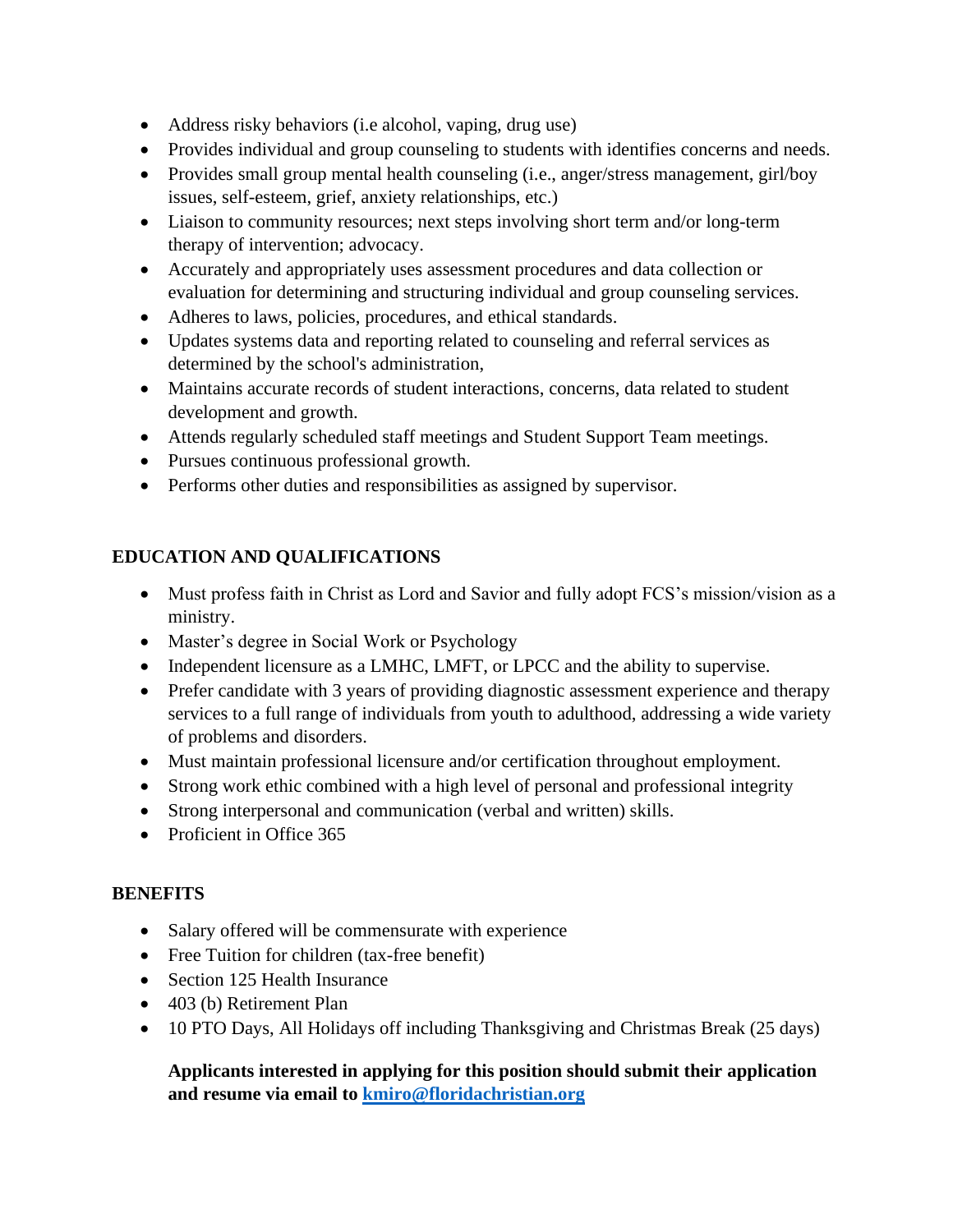- Address risky behaviors (i.e alcohol, vaping, drug use)
- Provides individual and group counseling to students with identifies concerns and needs.
- Provides small group mental health counseling (i.e., anger/stress management, girl/boy issues, self-esteem, grief, anxiety relationships, etc.)
- Liaison to community resources; next steps involving short term and/or long-term therapy of intervention; advocacy.
- Accurately and appropriately uses assessment procedures and data collection or evaluation for determining and structuring individual and group counseling services.
- Adheres to laws, policies, procedures, and ethical standards.
- Updates systems data and reporting related to counseling and referral services as determined by the school's administration,
- Maintains accurate records of student interactions, concerns, data related to student development and growth.
- Attends regularly scheduled staff meetings and Student Support Team meetings.
- Pursues continuous professional growth.
- Performs other duties and responsibilities as assigned by supervisor.

**EDUCATION AND QUALIFICATIONS**

- Must profess faith in Christ as Lord and Savior and fully adopt FCS's mission/vision as a ministry.
- Master's degree in Social Work or Psychology
- Independent licensure as a LMHC, LMFT, or LPCC and the ability to supervise.
- Prefer candidate with 3 years of providing diagnostic assessment experience and therapy services to a full range of individuals from youth to adulthood, addressing a wide variety of problems and disorders.
- Must maintain professional licensure and/or certification throughout employment.
- Strong work ethic combined with a high level of personal and professional integrity
- Strong interpersonal and communication (verbal and written) skills.
- Proficient in Office 365

**BENEFITS**

- Salary offered will be commensurate with experience
- Free Tuition for children (tax-free benefit)
- Section 125 Health Insurance
- 403 (b) Retirement Plan
- 10 PTO Days, All Holidays off including Thanksgiving and Christmas Break (25 days)

**Applicants interested in applying for this position should submit their application and resume via email to [kmiro@floridachristian.org](mailto:kmiro@floridachristian.org)**